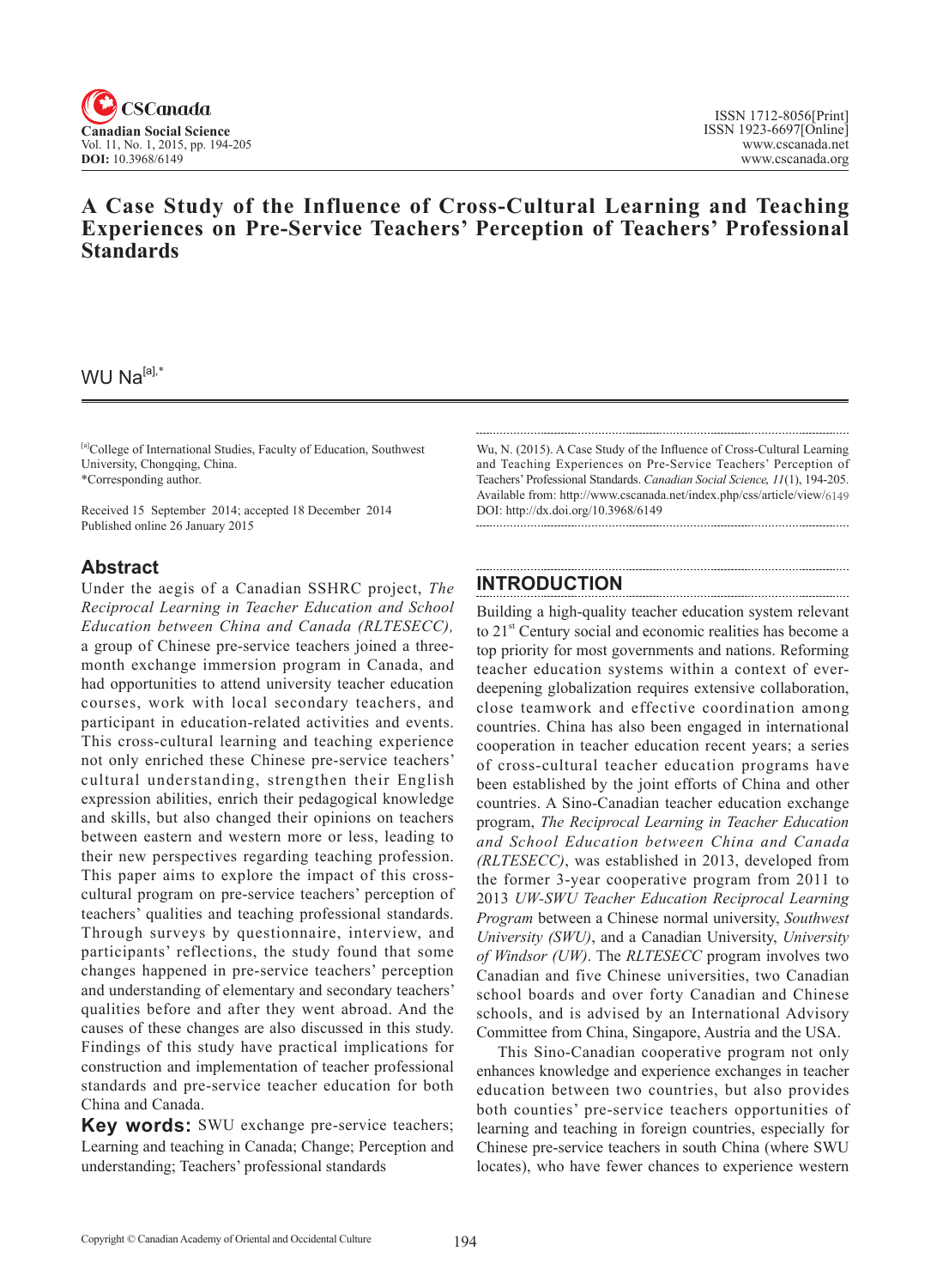# A Case Study of the Influence of Cross-Cultural Learning and Teaching Experiences on Pre-Service Teachers' Perception of Teachers' Professional Standards

WU Na[a],*

[a]College of International Studies, Faculty of Education, Southwest University, Chongqing, China.
*Corresponding author.

Received 15 September 2014; accepted 18 December 2014
Published online 26 January 2015

Wu, N. (2015). A Case Study of the Influence of Cross-Cultural Learning and Teaching Experiences on Pre-Service Teachers' Perception of Teachers' Professional Standards. *Canadian Social Science*, *11*(1), 194-205. Available from: http://www.cscanada.net/index.php/css/article/view/6149 DOI: http://dx.doi.org/10.3968/6149

## Abstract

Under the aegis of a Canadian SSHRC project, *The Reciprocal Learning in Teacher Education and School Education between China and Canada (RLTESECC),* a group of Chinese pre-service teachers joined a three-month exchange immersion program in Canada, and had opportunities to attend university teacher education courses, work with local secondary teachers, and participant in education-related activities and events. This cross-cultural learning and teaching experience not only enriched these Chinese pre-service teachers' cultural understanding, strengthen their English expression abilities, enrich their pedagogical knowledge and skills, but also changed their opinions on teachers between eastern and western more or less, leading to their new perspectives regarding teaching profession. This paper aims to explore the impact of this cross-cultural program on pre-service teachers' perception of teachers' qualities and teaching professional standards. Through surveys by questionnaire, interview, and participants' reflections, the study found that some changes happened in pre-service teachers' perception and understanding of elementary and secondary teachers' qualities before and after they went abroad. And the causes of these changes are also discussed in this study. Findings of this study have practical implications for construction and implementation of teacher professional standards and pre-service teacher education for both China and Canada.

**Key words:** SWU exchange pre-service teachers; Learning and teaching in Canada; Change; Perception and understanding; Teachers' professional standards

## INTRODUCTION

Building a high-quality teacher education system relevant to 21st Century social and economic realities has become a top priority for most governments and nations. Reforming teacher education systems within a context of ever-deepening globalization requires extensive collaboration, close teamwork and effective coordination among countries. China has also been engaged in international cooperation in teacher education recent years; a series of cross-cultural teacher education programs have been established by the joint efforts of China and other countries. A Sino-Canadian teacher education exchange program, *The Reciprocal Learning in Teacher Education and School Education between China and Canada (RLTESECC)*, was established in 2013, developed from the former 3-year cooperative program from 2011 to 2013 *UW-SWU Teacher Education Reciprocal Learning Program* between a Chinese normal university, *Southwest University (SWU)*, and a Canadian University, *University of Windsor (UW)*. The *RLTESECC* program involves two Canadian and five Chinese universities, two Canadian school boards and over forty Canadian and Chinese schools, and is advised by an International Advisory Committee from China, Singapore, Austria and the USA.

This Sino-Canadian cooperative program not only enhances knowledge and experience exchanges in teacher education between two countries, but also provides both counties' pre-service teachers opportunities of learning and teaching in foreign countries, especially for Chinese pre-service teachers in south China (where SWU locates), who have fewer chances to experience western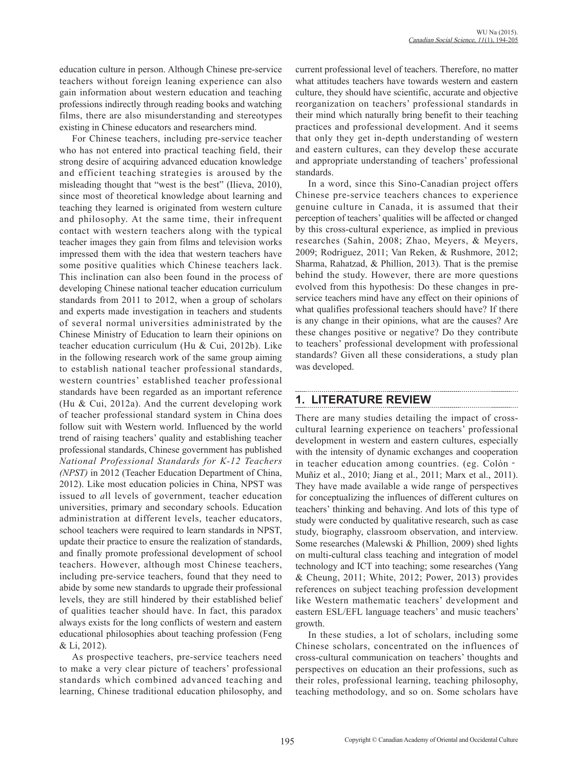education culture in person. Although Chinese pre-service teachers without foreign leaning experience can also gain information about western education and teaching professions indirectly through reading books and watching films, there are also misunderstanding and stereotypes existing in Chinese educators and researchers mind.

For Chinese teachers, including pre-service teacher who has not entered into practical teaching field, their strong desire of acquiring advanced education knowledge and efficient teaching strategies is aroused by the misleading thought that "west is the best" (Ilieva, 2010), since most of theoretical knowledge about learning and teaching they learned is originated from western culture and philosophy. At the same time, their infrequent contact with western teachers along with the typical teacher images they gain from films and television works impressed them with the idea that western teachers have some positive qualities which Chinese teachers lack. This inclination can also been found in the process of developing Chinese national teacher education curriculum standards from 2011 to 2012, when a group of scholars and experts made investigation in teachers and students of several normal universities administrated by the Chinese Ministry of Education to learn their opinions on teacher education curriculum (Hu & Cui, 2012b). Like in the following research work of the same group aiming to establish national teacher professional standards, western countries' established teacher professional standards have been regarded as an important reference (Hu & Cui, 2012a). And the current developing work of teacher professional standard system in China does follow suit with Western world. Influenced by the world trend of raising teachers' quality and establishing teacher professional standards, Chinese government has published *National Professional Standards for K-12 Teachers (NPST)* in 2012 (Teacher Education Department of China, 2012). Like most education policies in China, NPST was issued to *a*ll levels of government, teacher education universities, primary and secondary schools. Education administration at different levels, teacher educators, school teachers were required to learn standards in NPST, update their practice to ensure the realization of standards, and finally promote professional development of school teachers. However, although most Chinese teachers, including pre-service teachers, found that they need to abide by some new standards to upgrade their professional levels, they are still hindered by their established belief of qualities teacher should have. In fact, this paradox always exists for the long conflicts of western and eastern educational philosophies about teaching profession (Feng & Li, 2012).

As prospective teachers, pre-service teachers need to make a very clear picture of teachers' professional standards which combined advanced teaching and learning, Chinese traditional education philosophy, and current professional level of teachers. Therefore, no matter what attitudes teachers have towards western and eastern culture, they should have scientific, accurate and objective reorganization on teachers' professional standards in their mind which naturally bring benefit to their teaching practices and professional development. And it seems that only they get in-depth understanding of western and eastern cultures, can they develop these accurate and appropriate understanding of teachers' professional standards.

In a word, since this Sino-Canadian project offers Chinese pre-service teachers chances to experience genuine culture in Canada, it is assumed that their perception of teachers' qualities will be affected or changed by this cross-cultural experience, as implied in previous researches (Sahin, 2008; Zhao, Meyers, & Meyers, 2009; Rodriguez, 2011; Van Reken, & Rushmore, 2012; Sharma, Rahatzad, & Phillion, 2013). That is the premise behind the study. However, there are more questions evolved from this hypothesis: Do these changes in pre-service teachers mind have any effect on their opinions of what qualifies professional teachers should have? If there is any change in their opinions, what are the causes? Are these changes positive or negative? Do they contribute to teachers' professional development with professional standards? Given all these considerations, a study plan was developed.

## 1. LITERATURE REVIEW

There are many studies detailing the impact of cross-cultural learning experience on teachers' professional development in western and eastern cultures, especially with the intensity of dynamic exchanges and cooperation in teacher education among countries. (eg. Colón - Muñiz et al., 2010; Jiang et al., 2011; Marx et al., 2011). They have made available a wide range of perspectives for conceptualizing the influences of different cultures on teachers' thinking and behaving. And lots of this type of study were conducted by qualitative research, such as case study, biography, classroom observation, and interview. Some researches (Malewski & Phillion, 2009) shed lights on multi-cultural class teaching and integration of model technology and ICT into teaching; some researches (Yang & Cheung, 2011; White, 2012; Power, 2013) provides references on subject teaching profession development like Western mathematic teachers' development and eastern ESL/EFL language teachers' and music teachers' growth.

In these studies, a lot of scholars, including some Chinese scholars, concentrated on the influences of cross-cultural communication on teachers' thoughts and perspectives on education an their professions, such as their roles, professional learning, teaching philosophy, teaching methodology, and so on. Some scholars have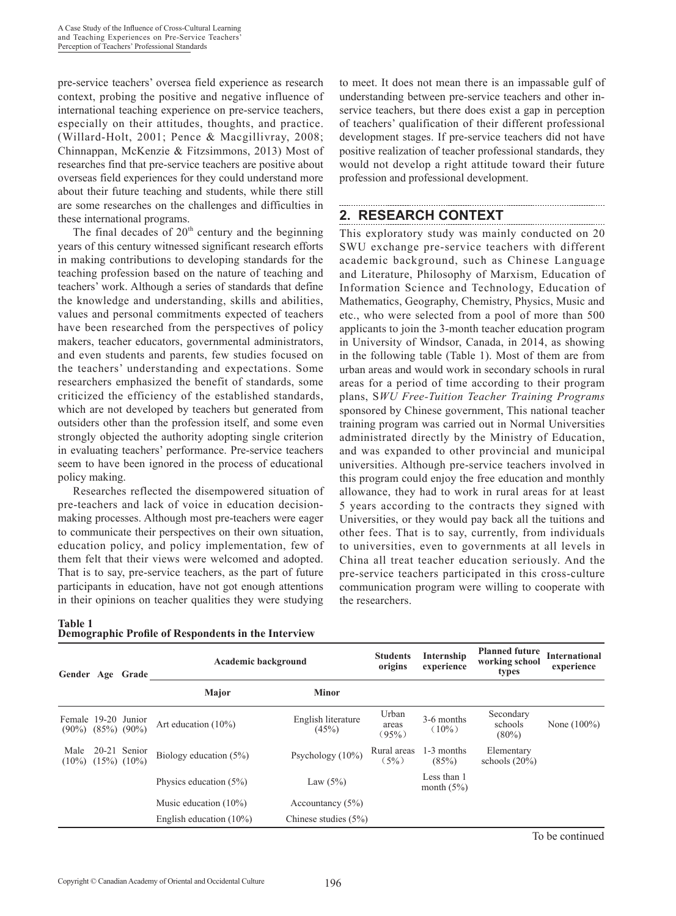pre-service teachers' oversea field experience as research context, probing the positive and negative influence of international teaching experience on pre-service teachers, especially on their attitudes, thoughts, and practice. (Willard-Holt, 2001; Pence & Macgillivray, 2008; Chinnappan, McKenzie & Fitzsimmons, 2013) Most of researches find that pre-service teachers are positive about overseas field experiences for they could understand more about their future teaching and students, while there still are some researches on the challenges and difficulties in these international programs.

The final decades of 20th century and the beginning years of this century witnessed significant research efforts in making contributions to developing standards for the teaching profession based on the nature of teaching and teachers' work. Although a series of standards that define the knowledge and understanding, skills and abilities, values and personal commitments expected of teachers have been researched from the perspectives of policy makers, teacher educators, governmental administrators, and even students and parents, few studies focused on the teachers' understanding and expectations. Some researchers emphasized the benefit of standards, some criticized the efficiency of the established standards, which are not developed by teachers but generated from outsiders other than the profession itself, and some even strongly objected the authority adopting single criterion in evaluating teachers' performance. Pre-service teachers seem to have been ignored in the process of educational policy making.

Researches reflected the disempowered situation of pre-teachers and lack of voice in education decision-making processes. Although most pre-teachers were eager to communicate their perspectives on their own situation, education policy, and policy implementation, few of them felt that their views were welcomed and adopted. That is to say, pre-service teachers, as the part of future participants in education, have not got enough attentions in their opinions on teacher qualities they were studying to meet. It does not mean there is an impassable gulf of understanding between pre-service teachers and other in-service teachers, but there does exist a gap in perception of teachers' qualification of their different professional development stages. If pre-service teachers did not have positive realization of teacher professional standards, they would not develop a right attitude toward their future profession and professional development.

## 2. RESEARCH CONTEXT

This exploratory study was mainly conducted on 20 SWU exchange pre-service teachers with different academic background, such as Chinese Language and Literature, Philosophy of Marxism, Education of Information Science and Technology, Education of Mathematics, Geography, Chemistry, Physics, Music and etc., who were selected from a pool of more than 500 applicants to join the 3-month teacher education program in University of Windsor, Canada, in 2014, as showing in the following table (Table 1). Most of them are from urban areas and would work in secondary schools in rural areas for a period of time according to their program plans, S*WU Free-Tuition Teacher Training Programs* sponsored by Chinese government, This national teacher training program was carried out in Normal Universities administrated directly by the Ministry of Education, and was expanded to other provincial and municipal universities. Although pre-service teachers involved in this program could enjoy the free education and monthly allowance, they had to work in rural areas for at least 5 years according to the contracts they signed with Universities, or they would pay back all the tuitions and other fees. That is to say, currently, from individuals to universities, even to governments at all levels in China all treat teacher education seriously. And the pre-service teachers participated in this cross-culture communication program were willing to cooperate with the researchers.

**Table 1**
**Demographic Profile of Respondents in the Interview**

| Gender | Age | Grade | Academic background | | Students origins | Internship experience | Planned future working school types | International experience |
|---|---|---|---|---|---|---|---|---|
| | | | Major | Minor | | | | |
| Female (90%) | 19-20 (85%) | Junior (90%) | Art education (10%) | English literature (45%) | Urban areas （95%） | 3-6 months （10%） | Secondary schools (80%) | None (100%) |
| Male (10%) | 20-21 (15%) | Senior (10%) | Biology education (5%) | Psychology (10%) | Rural areas （5%） | 1-3 months (85%) | Elementary schools (20%) | |
| | | | Physics education (5%) | Law (5%) | | Less than 1 month (5%) | | |
| | | | Music education (10%) | Accountancy (5%) | | | | |
| | | | English education (10%) | Chinese studies (5%) | | | | |

To be continued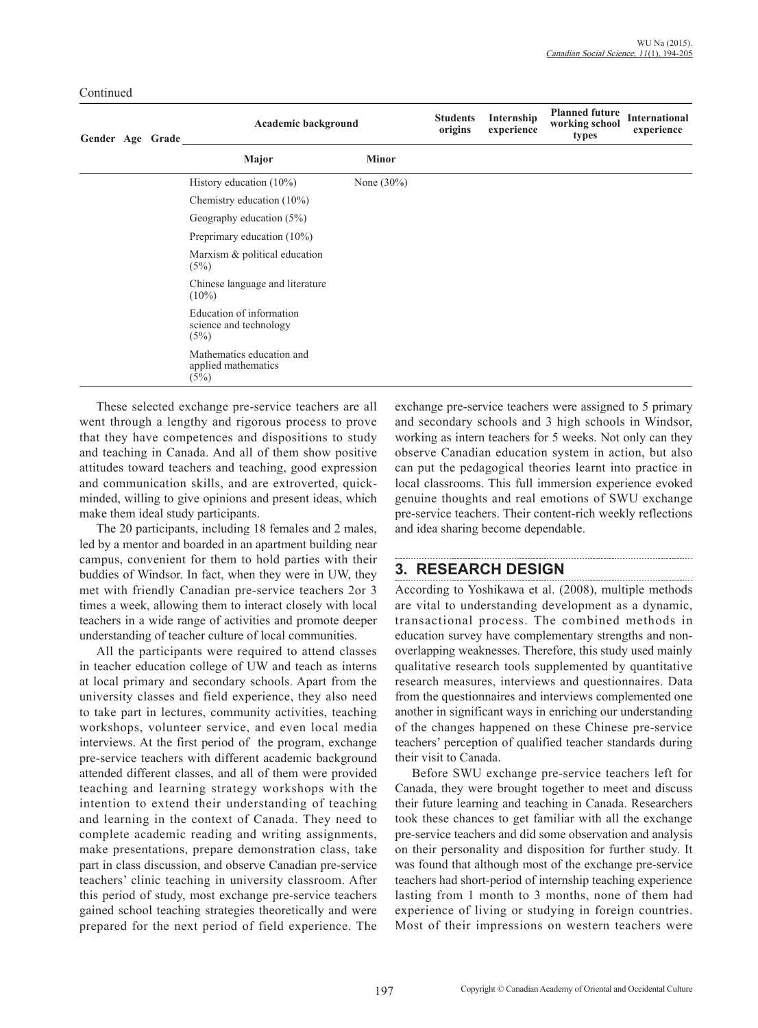Continued

| Gender | Age | Grade | Academic background | | Students origins | Internship experience | Planned future working school types | International experience |
|---|---|---|---|---|---|---|---|---|
| | | | Major | Minor | | | | |
| | | | History education (10%) | None (30%) | | | | |
| | | | Chemistry education (10%) | | | | | |
| | | | Geography education (5%) | | | | | |
| | | | Preprimary education (10%) | | | | | |
| | | | Marxism & political education (5%) | | | | | |
| | | | Chinese language and literature (10%) | | | | | |
| | | | Education of information science and technology (5%) | | | | | |
| | | | Mathematics education and applied mathematics (5%) | | | | | |

These selected exchange pre-service teachers are all went through a lengthy and rigorous process to prove that they have competences and dispositions to study and teaching in Canada. And all of them show positive attitudes toward teachers and teaching, good expression and communication skills, and are extroverted, quick-minded, willing to give opinions and present ideas, which make them ideal study participants.

The 20 participants, including 18 females and 2 males, led by a mentor and boarded in an apartment building near campus, convenient for them to hold parties with their buddies of Windsor. In fact, when they were in UW, they met with friendly Canadian pre-service teachers 2or 3 times a week, allowing them to interact closely with local teachers in a wide range of activities and promote deeper understanding of teacher culture of local communities.

All the participants were required to attend classes in teacher education college of UW and teach as interns at local primary and secondary schools. Apart from the university classes and field experience, they also need to take part in lectures, community activities, teaching workshops, volunteer service, and even local media interviews. At the first period of the program, exchange pre-service teachers with different academic background attended different classes, and all of them were provided teaching and learning strategy workshops with the intention to extend their understanding of teaching and learning in the context of Canada. They need to complete academic reading and writing assignments, make presentations, prepare demonstration class, take part in class discussion, and observe Canadian pre-service teachers' clinic teaching in university classroom. After this period of study, most exchange pre-service teachers gained school teaching strategies theoretically and were prepared for the next period of field experience. The exchange pre-service teachers were assigned to 5 primary and secondary schools and 3 high schools in Windsor, working as intern teachers for 5 weeks. Not only can they observe Canadian education system in action, but also can put the pedagogical theories learnt into practice in local classrooms. This full immersion experience evoked genuine thoughts and real emotions of SWU exchange pre-service teachers. Their content-rich weekly reflections and idea sharing become dependable.

## 3. RESEARCH DESIGN

According to Yoshikawa et al. (2008), multiple methods are vital to understanding development as a dynamic, transactional process. The combined methods in education survey have complementary strengths and non-overlapping weaknesses. Therefore, this study used mainly qualitative research tools supplemented by quantitative research measures, interviews and questionnaires. Data from the questionnaires and interviews complemented one another in significant ways in enriching our understanding of the changes happened on these Chinese pre-service teachers' perception of qualified teacher standards during their visit to Canada.

Before SWU exchange pre-service teachers left for Canada, they were brought together to meet and discuss their future learning and teaching in Canada. Researchers took these chances to get familiar with all the exchange pre-service teachers and did some observation and analysis on their personality and disposition for further study. It was found that although most of the exchange pre-service teachers had short-period of internship teaching experience lasting from 1 month to 3 months, none of them had experience of living or studying in foreign countries. Most of their impressions on western teachers were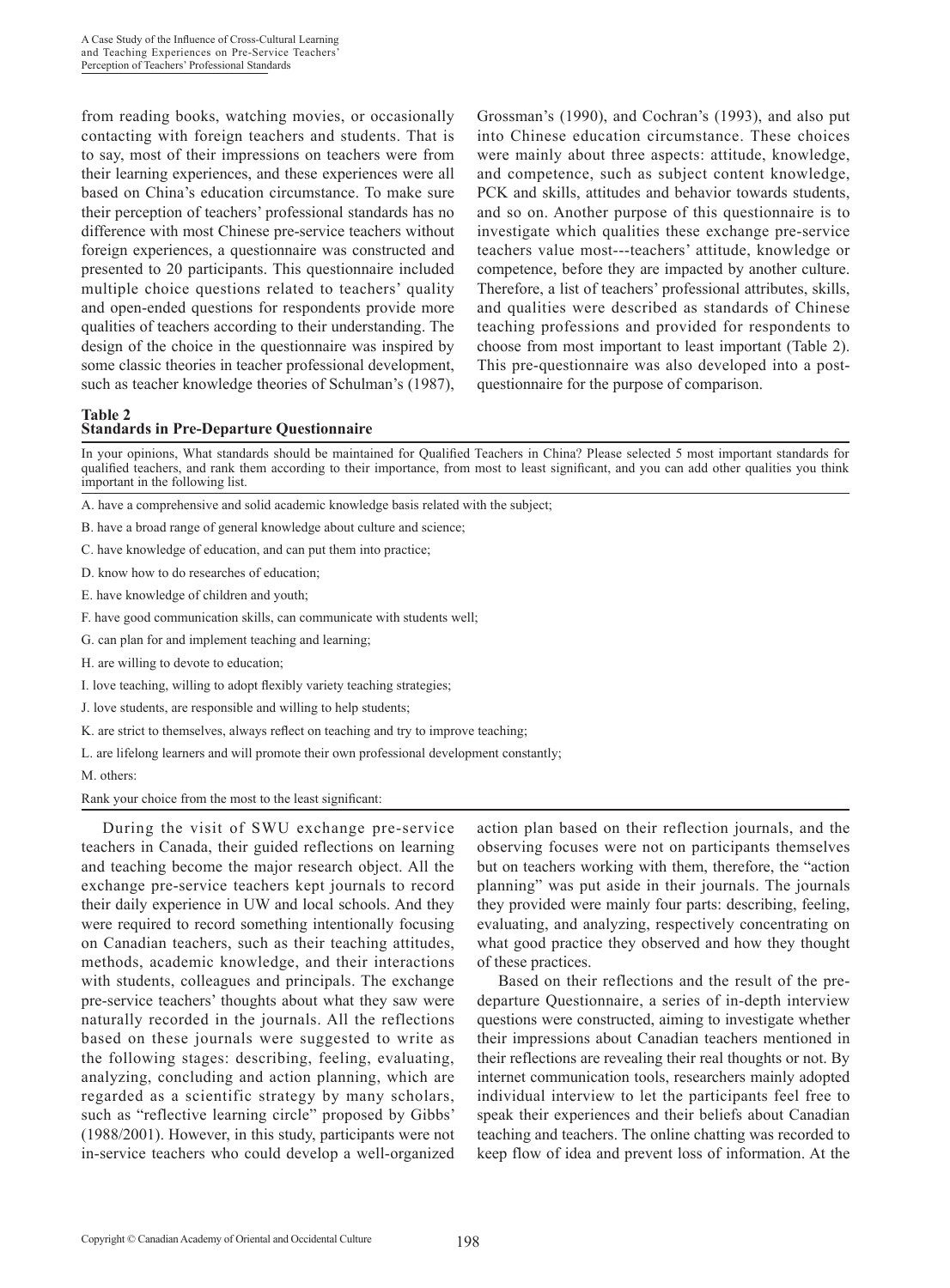from reading books, watching movies, or occasionally contacting with foreign teachers and students. That is to say, most of their impressions on teachers were from their learning experiences, and these experiences were all based on China's education circumstance. To make sure their perception of teachers' professional standards has no difference with most Chinese pre-service teachers without foreign experiences, a questionnaire was constructed and presented to 20 participants. This questionnaire included multiple choice questions related to teachers' quality and open-ended questions for respondents provide more qualities of teachers according to their understanding. The design of the choice in the questionnaire was inspired by some classic theories in teacher professional development, such as teacher knowledge theories of Schulman's (1987), Grossman's (1990), and Cochran's (1993), and also put into Chinese education circumstance. These choices were mainly about three aspects: attitude, knowledge, and competence, such as subject content knowledge, PCK and skills, attitudes and behavior towards students, and so on. Another purpose of this questionnaire is to investigate which qualities these exchange pre-service teachers value most---teachers' attitude, knowledge or competence, before they are impacted by another culture. Therefore, a list of teachers' professional attributes, skills, and qualities were described as standards of Chinese teaching professions and provided for respondents to choose from most important to least important (Table 2). This pre-questionnaire was also developed into a post-questionnaire for the purpose of comparison.

**Table 2**
**Standards in Pre-Departure Questionnaire**

| In your opinions, What standards should be maintained for Qualified Teachers in China? Please selected 5 most important standards for qualified teachers, and rank them according to their importance, from most to least significant, and you can add other qualities you think important in the following list. |
|---|
| A. have a comprehensive and solid academic knowledge basis related with the subject; |
| B. have a broad range of general knowledge about culture and science; |
| C. have knowledge of education, and can put them into practice; |
| D. know how to do researches of education; |
| E. have knowledge of children and youth; |
| F. have good communication skills, can communicate with students well; |
| G. can plan for and implement teaching and learning; |
| H. are willing to devote to education; |
| I. love teaching, willing to adopt flexibly variety teaching strategies; |
| J. love students, are responsible and willing to help students; |
| K. are strict to themselves, always reflect on teaching and try to improve teaching; |
| L. are lifelong learners and will promote their own professional development constantly; |
| M. others: |
| Rank your choice from the most to the least significant: |

During the visit of SWU exchange pre-service teachers in Canada, their guided reflections on learning and teaching become the major research object. All the exchange pre-service teachers kept journals to record their daily experience in UW and local schools. And they were required to record something intentionally focusing on Canadian teachers, such as their teaching attitudes, methods, academic knowledge, and their interactions with students, colleagues and principals. The exchange pre-service teachers' thoughts about what they saw were naturally recorded in the journals. All the reflections based on these journals were suggested to write as the following stages: describing, feeling, evaluating, analyzing, concluding and action planning, which are regarded as a scientific strategy by many scholars, such as "reflective learning circle" proposed by Gibbs' (1988/2001). However, in this study, participants were not in-service teachers who could develop a well-organized action plan based on their reflection journals, and the observing focuses were not on participants themselves but on teachers working with them, therefore, the "action planning" was put aside in their journals. The journals they provided were mainly four parts: describing, feeling, evaluating, and analyzing, respectively concentrating on what good practice they observed and how they thought of these practices.

Based on their reflections and the result of the pre-departure Questionnaire, a series of in-depth interview questions were constructed, aiming to investigate whether their impressions about Canadian teachers mentioned in their reflections are revealing their real thoughts or not. By internet communication tools, researchers mainly adopted individual interview to let the participants feel free to speak their experiences and their beliefs about Canadian teaching and teachers. The online chatting was recorded to keep flow of idea and prevent loss of information. At the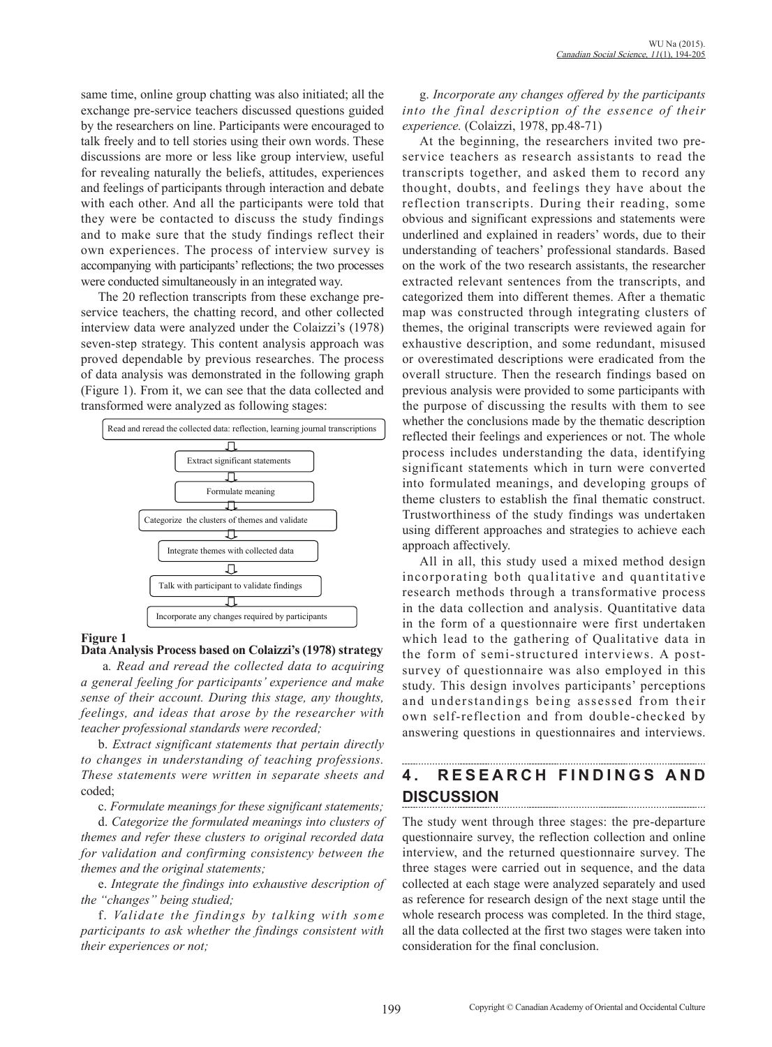same time, online group chatting was also initiated; all the exchange pre-service teachers discussed questions guided by the researchers on line. Participants were encouraged to talk freely and to tell stories using their own words. These discussions are more or less like group interview, useful for revealing naturally the beliefs, attitudes, experiences and feelings of participants through interaction and debate with each other. And all the participants were told that they were be contacted to discuss the study findings and to make sure that the study findings reflect their own experiences. The process of interview survey is accompanying with participants' reflections; the two processes were conducted simultaneously in an integrated way.

The 20 reflection transcripts from these exchange pre-service teachers, the chatting record, and other collected interview data were analyzed under the Colaizzi's (1978) seven-step strategy. This content analysis approach was proved dependable by previous researches. The process of data analysis was demonstrated in the following graph (Figure 1). From it, we can see that the data collected and transformed were analyzed as following stages:

Read and reread the collected data: reflection, learning journal transcriptions
⇩
Extract significant statements
⇩
Formulate meaning
⇩
Categorize the clusters of themes and validate
⇩
Integrate themes with collected data
⇩
Talk with participant to validate findings
⇩
Incorporate any changes required by participants

**Figure 1**
**Data Analysis Process based on Colaizzi's (1978) strategy**

a. *Read and reread the collected data to acquiring a general feeling for participants' experience and make sense of their account. During this stage, any thoughts, feelings, and ideas that arose by the researcher with teacher professional standards were recorded;*

b. *Extract significant statements that pertain directly to changes in understanding of teaching professions. These statements were written in separate sheets and* coded;

c. *Formulate meanings for these significant statements;*

d. *Categorize the formulated meanings into clusters of themes and refer these clusters to original recorded data for validation and confirming consistency between the themes and the original statements;*

e. *Integrate the findings into exhaustive description of the "changes" being studied;*

f. *Validate the findings by talking with some participants to ask whether the findings consistent with their experiences or not;*

g. *Incorporate any changes offered by the participants into the final description of the essence of their experience.* (Colaizzi, 1978, pp.48-71)

At the beginning, the researchers invited two pre-service teachers as research assistants to read the transcripts together, and asked them to record any thought, doubts, and feelings they have about the reflection transcripts. During their reading, some obvious and significant expressions and statements were underlined and explained in readers' words, due to their understanding of teachers' professional standards. Based on the work of the two research assistants, the researcher extracted relevant sentences from the transcripts, and categorized them into different themes. After a thematic map was constructed through integrating clusters of themes, the original transcripts were reviewed again for exhaustive description, and some redundant, misused or overestimated descriptions were eradicated from the overall structure. Then the research findings based on previous analysis were provided to some participants with the purpose of discussing the results with them to see whether the conclusions made by the thematic description reflected their feelings and experiences or not. The whole process includes understanding the data, identifying significant statements which in turn were converted into formulated meanings, and developing groups of theme clusters to establish the final thematic construct. Trustworthiness of the study findings was undertaken using different approaches and strategies to achieve each approach affectively.

All in all, this study used a mixed method design incorporating both qualitative and quantitative research methods through a transformative process in the data collection and analysis. Quantitative data in the form of a questionnaire were first undertaken which lead to the gathering of Qualitative data in the form of semi-structured interviews. A post-survey of questionnaire was also employed in this study. This design involves participants' perceptions and understandings being assessed from their own self-reflection and from double-checked by answering questions in questionnaires and interviews.

## 4. RESEARCH FINDINGS AND DISCUSSION

The study went through three stages: the pre-departure questionnaire survey, the reflection collection and online interview, and the returned questionnaire survey. The three stages were carried out in sequence, and the data collected at each stage were analyzed separately and used as reference for research design of the next stage until the whole research process was completed. In the third stage, all the data collected at the first two stages were taken into consideration for the final conclusion.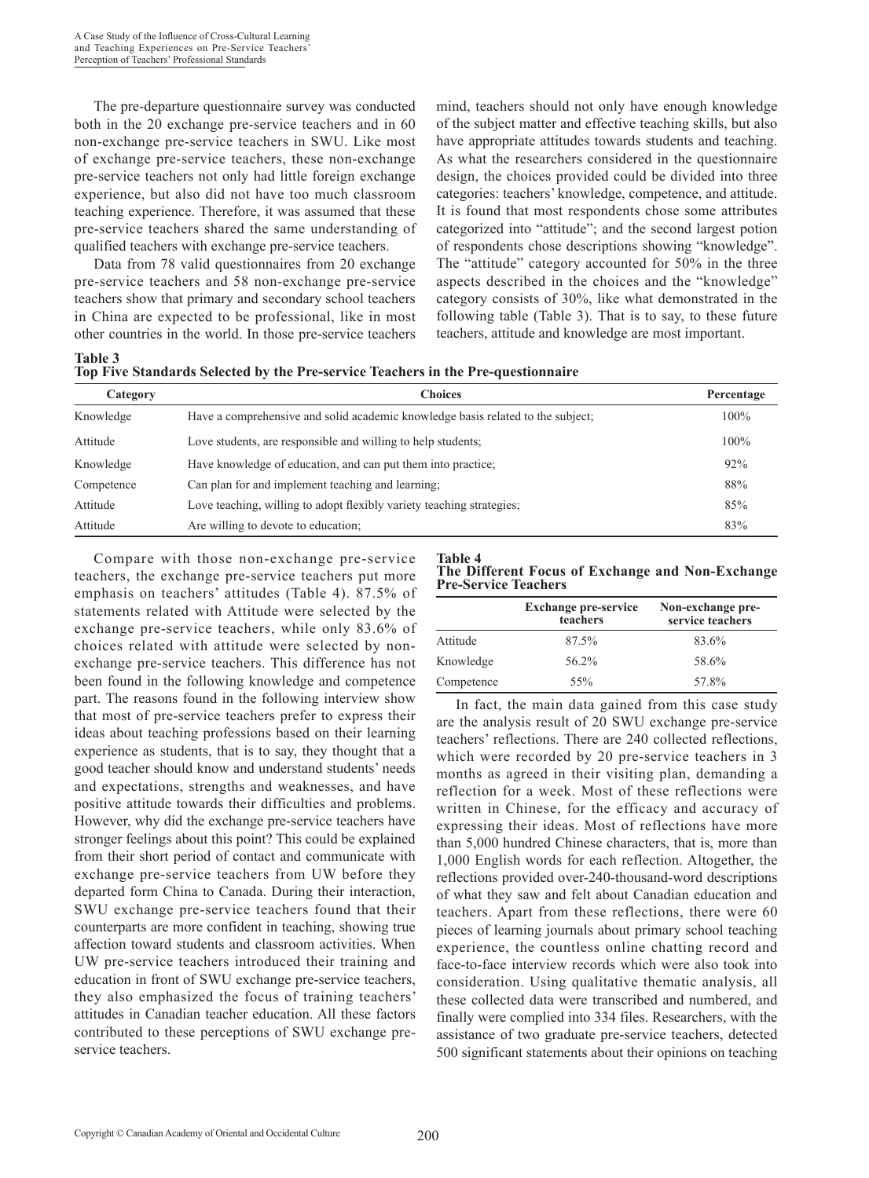The pre-departure questionnaire survey was conducted both in the 20 exchange pre-service teachers and in 60 non-exchange pre-service teachers in SWU. Like most of exchange pre-service teachers, these non-exchange pre-service teachers not only had little foreign exchange experience, but also did not have too much classroom teaching experience. Therefore, it was assumed that these pre-service teachers shared the same understanding of qualified teachers with exchange pre-service teachers.

Data from 78 valid questionnaires from 20 exchange pre-service teachers and 58 non-exchange pre-service teachers show that primary and secondary school teachers in China are expected to be professional, like in most other countries in the world. In those pre-service teachers mind, teachers should not only have enough knowledge of the subject matter and effective teaching skills, but also have appropriate attitudes towards students and teaching. As what the researchers considered in the questionnaire design, the choices provided could be divided into three categories: teachers' knowledge, competence, and attitude. It is found that most respondents chose some attributes categorized into "attitude"; and the second largest potion of respondents chose descriptions showing "knowledge". The "attitude" category accounted for 50% in the three aspects described in the choices and the "knowledge" category consists of 30%, like what demonstrated in the following table (Table 3). That is to say, to these future teachers, attitude and knowledge are most important.

**Table 3**
**Top Five Standards Selected by the Pre-service Teachers in the Pre-questionnaire**

| Category | Choices | Percentage |
|---|---|---|
| Knowledge | Have a comprehensive and solid academic knowledge basis related to the subject; | 100% |
| Attitude | Love students, are responsible and willing to help students; | 100% |
| Knowledge | Have knowledge of education, and can put them into practice; | 92% |
| Competence | Can plan for and implement teaching and learning; | 88% |
| Attitude | Love teaching, willing to adopt flexibly variety teaching strategies; | 85% |
| Attitude | Are willing to devote to education; | 83% |

Compare with those non-exchange pre-service teachers, the exchange pre-service teachers put more emphasis on teachers' attitudes (Table 4). 87.5% of statements related with Attitude were selected by the exchange pre-service teachers, while only 83.6% of choices related with attitude were selected by non-exchange pre-service teachers. This difference has not been found in the following knowledge and competence part. The reasons found in the following interview show that most of pre-service teachers prefer to express their ideas about teaching professions based on their learning experience as students, that is to say, they thought that a good teacher should know and understand students' needs and expectations, strengths and weaknesses, and have positive attitude towards their difficulties and problems. However, why did the exchange pre-service teachers have stronger feelings about this point? This could be explained from their short period of contact and communicate with exchange pre-service teachers from UW before they departed form China to Canada. During their interaction, SWU exchange pre-service teachers found that their counterparts are more confident in teaching, showing true affection toward students and classroom activities. When UW pre-service teachers introduced their training and education in front of SWU exchange pre-service teachers, they also emphasized the focus of training teachers' attitudes in Canadian teacher education. All these factors contributed to these perceptions of SWU exchange pre-service teachers.

**Table 4**
**The Different Focus of Exchange and Non-Exchange Pre-Service Teachers**

| | Exchange pre-service teachers | Non-exchange pre-service teachers |
|---|---|---|
| Attitude | 87.5% | 83.6% |
| Knowledge | 56.2% | 58.6% |
| Competence | 55% | 57.8% |

In fact, the main data gained from this case study are the analysis result of 20 SWU exchange pre-service teachers' reflections. There are 240 collected reflections, which were recorded by 20 pre-service teachers in 3 months as agreed in their visiting plan, demanding a reflection for a week. Most of these reflections were written in Chinese, for the efficacy and accuracy of expressing their ideas. Most of reflections have more than 5,000 hundred Chinese characters, that is, more than 1,000 English words for each reflection. Altogether, the reflections provided over-240-thousand-word descriptions of what they saw and felt about Canadian education and teachers. Apart from these reflections, there were 60 pieces of learning journals about primary school teaching experience, the countless online chatting record and face-to-face interview records which were also took into consideration. Using qualitative thematic analysis, all these collected data were transcribed and numbered, and finally were complied into 334 files. Researchers, with the assistance of two graduate pre-service teachers, detected 500 significant statements about their opinions on teaching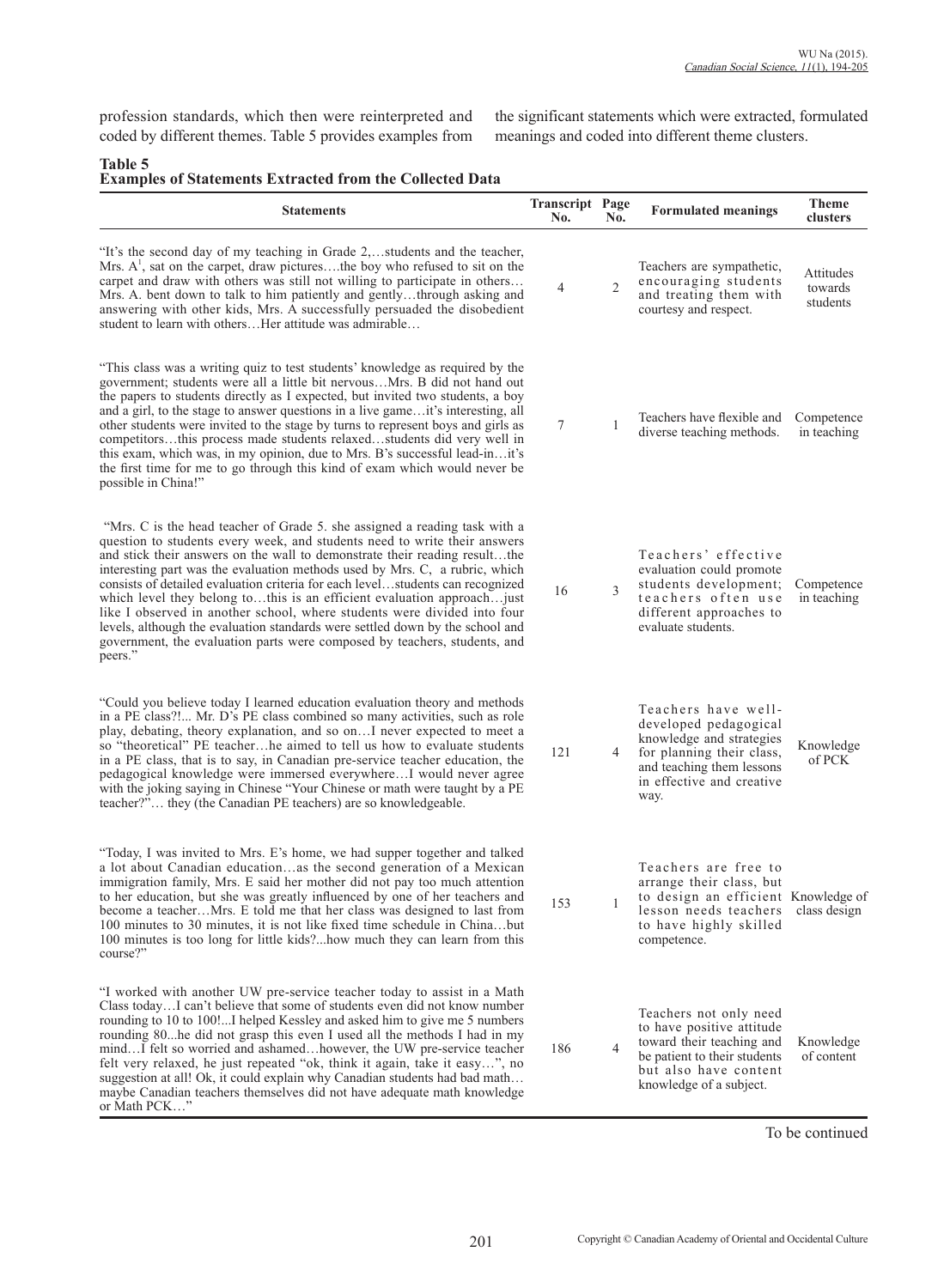profession standards, which then were reinterpreted and coded by different themes. Table 5 provides examples from the significant statements which were extracted, formulated meanings and coded into different theme clusters.

**Table 5**
**Examples of Statements Extracted from the Collected Data**

| Statements | Transcript No. | Page No. | Formulated meanings | Theme clusters |
|---|---|---|---|---|
| "It's the second day of my teaching in Grade 2,…students and the teacher, Mrs. A[1], sat on the carpet, draw pictures….the boy who refused to sit on the carpet and draw with others was still not willing to participate in others… Mrs. A. bent down to talk to him patiently and gently…through asking and answering with other kids, Mrs. A successfully persuaded the disobedient student to learn with others…Her attitude was admirable… | 4 | 2 | Teachers are sympathetic, encouraging students and treating them with courtesy and respect. | Attitudes towards students |
| "This class was a writing quiz to test students' knowledge as required by the government; students were all a little bit nervous…Mrs. B did not hand out the papers to students directly as I expected, but invited two students, a boy and a girl, to the stage to answer questions in a live game…it's interesting, all other students were invited to the stage by turns to represent boys and girls as competitors…this process made students relaxed…students did very well in this exam, which was, in my opinion, due to Mrs. B's successful lead-in…it's the first time for me to go through this kind of exam which would never be possible in China!" | 7 | 1 | Teachers have flexible and diverse teaching methods. | Competence in teaching |
| "Mrs. C is the head teacher of Grade 5. she assigned a reading task with a question to students every week, and students need to write their answers and stick their answers on the wall to demonstrate their reading result…the interesting part was the evaluation methods used by Mrs. C, a rubric, which consists of detailed evaluation criteria for each level…students can recognized which level they belong to…this is an efficient evaluation approach…just like I observed in another school, where students were divided into four levels, although the evaluation standards were settled down by the school and government, the evaluation parts were composed by teachers, students, and peers." | 16 | 3 | Teachers' effective evaluation could promote students development; teachers often use different approaches to evaluate students. | Competence in teaching |
| "Could you believe today I learned education evaluation theory and methods in a PE class?!... Mr. D's PE class combined so many activities, such as role play, debating, theory explanation, and so on…I never expected to meet a so "theoretical" PE teacher…he aimed to tell us how to evaluate students in a PE class, that is to say, in Canadian pre-service teacher education, the pedagogical knowledge were immersed everywhere…I would never agree with the joking saying in Chinese "Your Chinese or math were taught by a PE teacher?"… they (the Canadian PE teachers) are so knowledgeable. | 121 | 4 | Teachers have well-developed pedagogical knowledge and strategies for planning their class, and teaching them lessons in effective and creative way. | Knowledge of PCK |
| "Today, I was invited to Mrs. E's home, we had supper together and talked a lot about Canadian education…as the second generation of a Mexican immigration family, Mrs. E said her mother did not pay too much attention to her education, but she was greatly influenced by one of her teachers and become a teacher…Mrs. E told me that her class was designed to last from 100 minutes to 30 minutes, it is not like fixed time schedule in China…but 100 minutes is too long for little kids?...how much they can learn from this course?" | 153 | 1 | Teachers are free to arrange their class, but to design an efficient lesson needs teachers to have highly skilled competence. | Knowledge of class design |
| "I worked with another UW pre-service teacher today to assist in a Math Class today…I can't believe that some of students even did not know number rounding to 10 to 100!...I helped Kessley and asked him to give me 5 numbers rounding 80...he did not grasp this even I used all the methods I had in my mind…I felt so worried and ashamed…however, the UW pre-service teacher felt very relaxed, he just repeated "ok, think it again, take it easy…", no suggestion at all! Ok, it could explain why Canadian students had bad math… maybe Canadian teachers themselves did not have adequate math knowledge or Math PCK…" | 186 | 4 | Teachers not only need to have positive attitude toward their teaching and be patient to their students but also have content knowledge of a subject. | Knowledge of content |

To be continued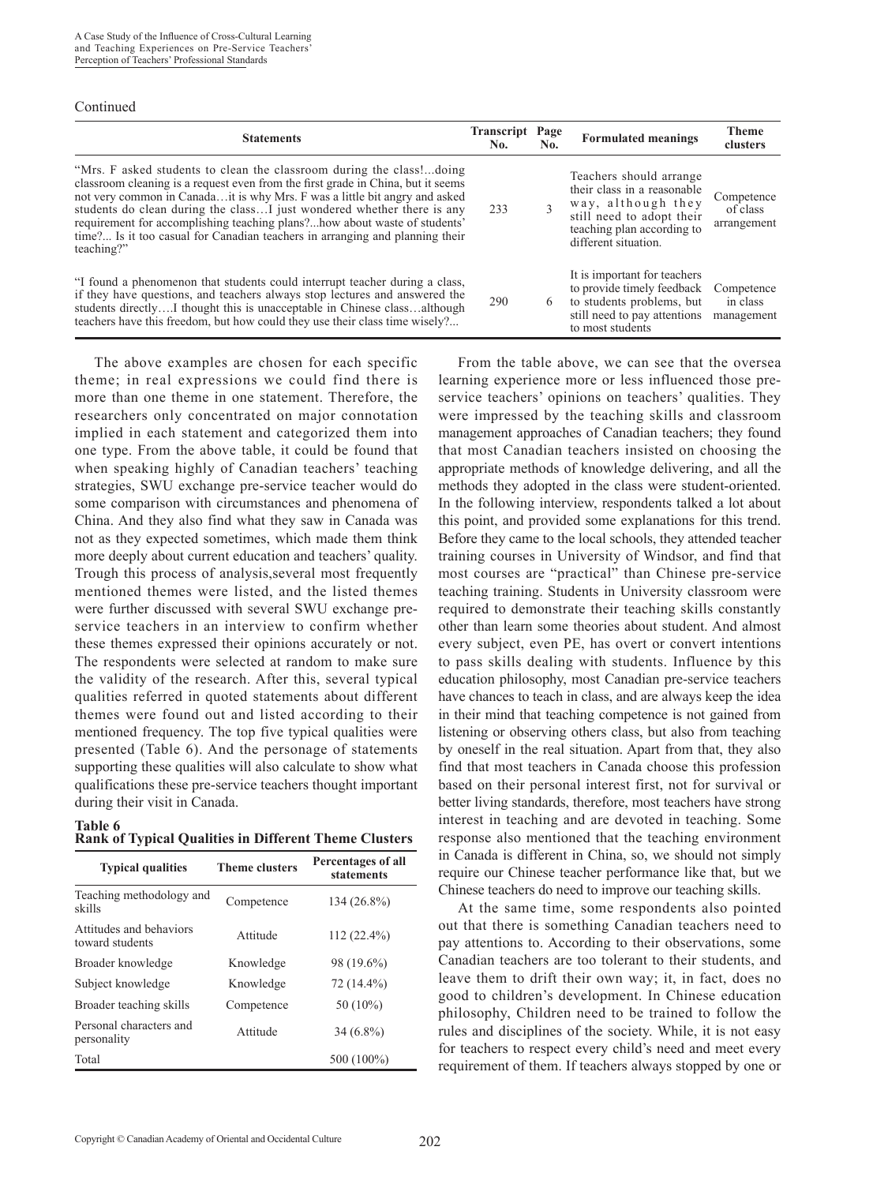Continued

| Statements | Transcript No. | Page No. | Formulated meanings | Theme clusters |
|---|---|---|---|---|
| "Mrs. F asked students to clean the classroom during the class!...doing classroom cleaning is a request even from the first grade in China, but it seems not very common in Canada…it is why Mrs. F was a little bit angry and asked students do clean during the class…I just wondered whether there is any requirement for accomplishing teaching plans?...how about waste of students' time?... Is it too casual for Canadian teachers in arranging and planning their teaching?" | 233 | 3 | Teachers should arrange their class in a reasonable way, although they still need to adopt their teaching plan according to different situation. | Competence of class arrangement |
| "I found a phenomenon that students could interrupt teacher during a class, if they have questions, and teachers always stop lectures and answered the students directly….I thought this is unacceptable in Chinese class…although teachers have this freedom, but how could they use their class time wisely?... | 290 | 6 | It is important for teachers to provide timely feedback to students problems, but still need to pay attentions to most students | Competence in class management |

The above examples are chosen for each specific theme; in real expressions we could find there is more than one theme in one statement. Therefore, the researchers only concentrated on major connotation implied in each statement and categorized them into one type. From the above table, it could be found that when speaking highly of Canadian teachers' teaching strategies, SWU exchange pre-service teacher would do some comparison with circumstances and phenomena of China. And they also find what they saw in Canada was not as they expected sometimes, which made them think more deeply about current education and teachers' quality. Trough this process of analysis,several most frequently mentioned themes were listed, and the listed themes were further discussed with several SWU exchange pre-service teachers in an interview to confirm whether these themes expressed their opinions accurately or not. The respondents were selected at random to make sure the validity of the research. After this, several typical qualities referred in quoted statements about different themes were found out and listed according to their mentioned frequency. The top five typical qualities were presented (Table 6). And the personage of statements supporting these qualities will also calculate to show what qualifications these pre-service teachers thought important during their visit in Canada.

**Table 6**
**Rank of Typical Qualities in Different Theme Clusters**

| Typical qualities | Theme clusters | Percentages of all statements |
|---|---|---|
| Teaching methodology and skills | Competence | 134 (26.8%) |
| Attitudes and behaviors toward students | Attitude | 112 (22.4%) |
| Broader knowledge | Knowledge | 98 (19.6%) |
| Subject knowledge | Knowledge | 72 (14.4%) |
| Broader teaching skills | Competence | 50 (10%) |
| Personal characters and personality | Attitude | 34 (6.8%) |
| Total | | 500 (100%) |

From the table above, we can see that the oversea learning experience more or less influenced those pre-service teachers' opinions on teachers' qualities. They were impressed by the teaching skills and classroom management approaches of Canadian teachers; they found that most Canadian teachers insisted on choosing the appropriate methods of knowledge delivering, and all the methods they adopted in the class were student-oriented. In the following interview, respondents talked a lot about this point, and provided some explanations for this trend. Before they came to the local schools, they attended teacher training courses in University of Windsor, and find that most courses are "practical" than Chinese pre-service teaching training. Students in University classroom were required to demonstrate their teaching skills constantly other than learn some theories about student. And almost every subject, even PE, has overt or convert intentions to pass skills dealing with students. Influence by this education philosophy, most Canadian pre-service teachers have chances to teach in class, and are always keep the idea in their mind that teaching competence is not gained from listening or observing others class, but also from teaching by oneself in the real situation. Apart from that, they also find that most teachers in Canada choose this profession based on their personal interest first, not for survival or better living standards, therefore, most teachers have strong interest in teaching and are devoted in teaching. Some response also mentioned that the teaching environment in Canada is different in China, so, we should not simply require our Chinese teacher performance like that, but we Chinese teachers do need to improve our teaching skills.

At the same time, some respondents also pointed out that there is something Canadian teachers need to pay attentions to. According to their observations, some Canadian teachers are too tolerant to their students, and leave them to drift their own way; it, in fact, does no good to children's development. In Chinese education philosophy, Children need to be trained to follow the rules and disciplines of the society. While, it is not easy for teachers to respect every child's need and meet every requirement of them. If teachers always stopped by one or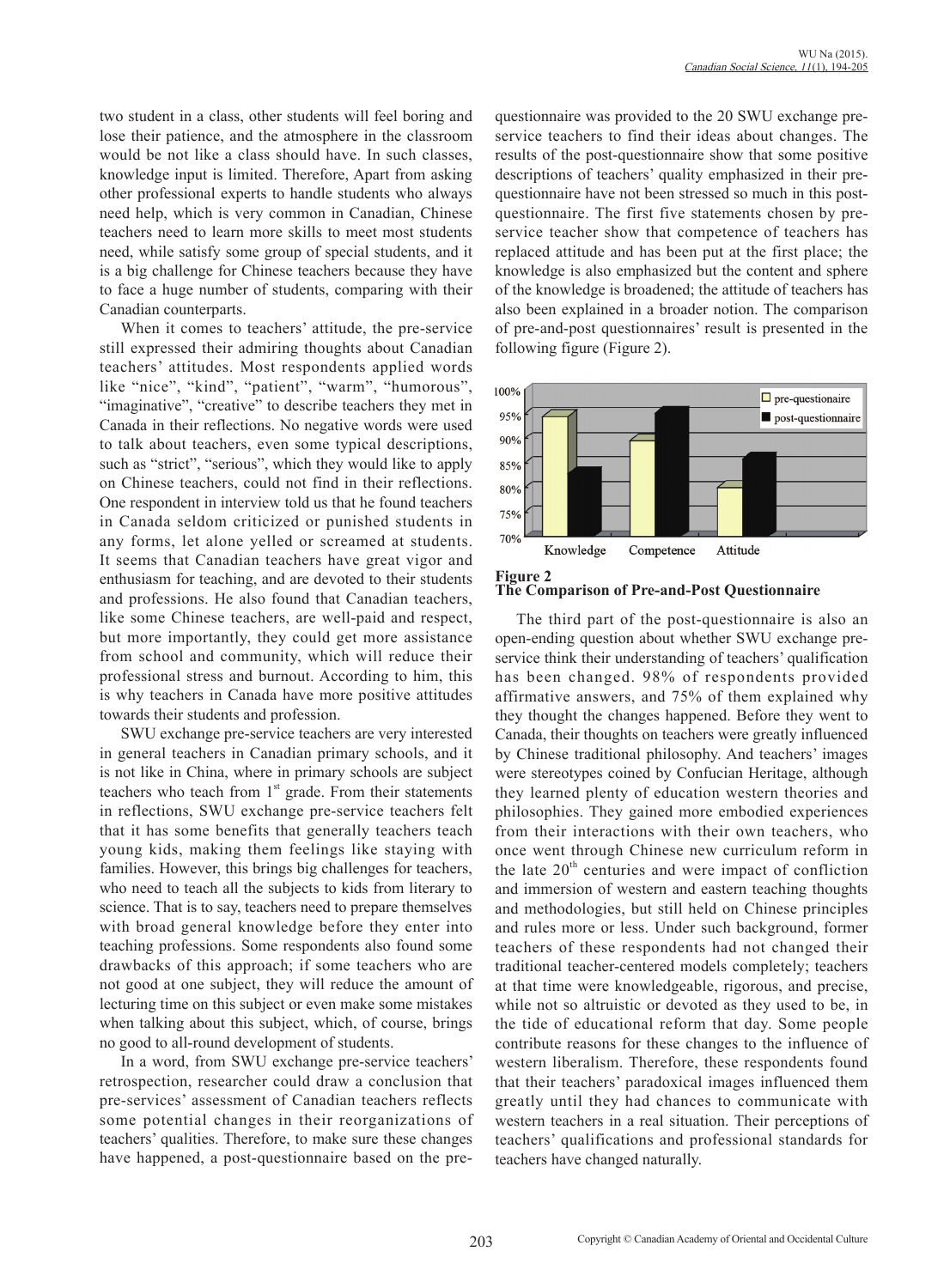two student in a class, other students will feel boring and lose their patience, and the atmosphere in the classroom would be not like a class should have. In such classes, knowledge input is limited. Therefore, Apart from asking other professional experts to handle students who always need help, which is very common in Canadian, Chinese teachers need to learn more skills to meet most students need, while satisfy some group of special students, and it is a big challenge for Chinese teachers because they have to face a huge number of students, comparing with their Canadian counterparts.

When it comes to teachers' attitude, the pre-service still expressed their admiring thoughts about Canadian teachers' attitudes. Most respondents applied words like "nice", "kind", "patient", "warm", "humorous", "imaginative", "creative" to describe teachers they met in Canada in their reflections. No negative words were used to talk about teachers, even some typical descriptions, such as "strict", "serious", which they would like to apply on Chinese teachers, could not find in their reflections. One respondent in interview told us that he found teachers in Canada seldom criticized or punished students in any forms, let alone yelled or screamed at students. It seems that Canadian teachers have great vigor and enthusiasm for teaching, and are devoted to their students and professions. He also found that Canadian teachers, like some Chinese teachers, are well-paid and respect, but more importantly, they could get more assistance from school and community, which will reduce their professional stress and burnout. According to him, this is why teachers in Canada have more positive attitudes towards their students and profession.

SWU exchange pre-service teachers are very interested in general teachers in Canadian primary schools, and it is not like in China, where in primary schools are subject teachers who teach from 1st grade. From their statements in reflections, SWU exchange pre-service teachers felt that it has some benefits that generally teachers teach young kids, making them feelings like staying with families. However, this brings big challenges for teachers, who need to teach all the subjects to kids from literary to science. That is to say, teachers need to prepare themselves with broad general knowledge before they enter into teaching professions. Some respondents also found some drawbacks of this approach; if some teachers who are not good at one subject, they will reduce the amount of lecturing time on this subject or even make some mistakes when talking about this subject, which, of course, brings no good to all-round development of students.

In a word, from SWU exchange pre-service teachers' retrospection, researcher could draw a conclusion that pre-services' assessment of Canadian teachers reflects some potential changes in their reorganizations of teachers' qualities. Therefore, to make sure these changes have happened, a post-questionnaire based on the pre-questionnaire was provided to the 20 SWU exchange pre-service teachers to find their ideas about changes. The results of the post-questionnaire show that some positive descriptions of teachers' quality emphasized in their pre-questionnaire have not been stressed so much in this post-questionnaire. The first five statements chosen by pre-service teacher show that competence of teachers has replaced attitude and has been put at the first place; the knowledge is also emphasized but the content and sphere of the knowledge is broadened; the attitude of teachers has also been explained in a broader notion. The comparison of pre-and-post questionnaires' result is presented in the following figure (Figure 2).

**Figure 2**
**The Comparison of Pre-and-Post Questionnaire**

The third part of the post-questionnaire is also an open-ending question about whether SWU exchange pre-service think their understanding of teachers' qualification has been changed. 98% of respondents provided affirmative answers, and 75% of them explained why they thought the changes happened. Before they went to Canada, their thoughts on teachers were greatly influenced by Chinese traditional philosophy. And teachers' images were stereotypes coined by Confucian Heritage, although they learned plenty of education western theories and philosophies. They gained more embodied experiences from their interactions with their own teachers, who once went through Chinese new curriculum reform in the late 20th centuries and were impact of confliction and immersion of western and eastern teaching thoughts and methodologies, but still held on Chinese principles and rules more or less. Under such background, former teachers of these respondents had not changed their traditional teacher-centered models completely; teachers at that time were knowledgeable, rigorous, and precise, while not so altruistic or devoted as they used to be, in the tide of educational reform that day. Some people contribute reasons for these changes to the influence of western liberalism. Therefore, these respondents found that their teachers' paradoxical images influenced them greatly until they had chances to communicate with western teachers in a real situation. Their perceptions of teachers' qualifications and professional standards for teachers have changed naturally.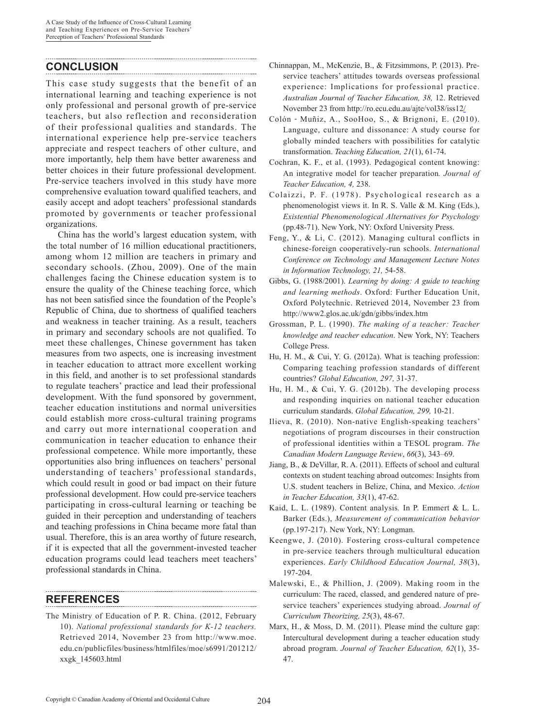## CONCLUSION

This case study suggests that the benefit of an international learning and teaching experience is not only professional and personal growth of pre-service teachers, but also reflection and reconsideration of their professional qualities and standards. The international experience help pre-service teachers appreciate and respect teachers of other culture, and more importantly, help them have better awareness and better choices in their future professional development. Pre-service teachers involved in this study have more comprehensive evaluation toward qualified teachers, and easily accept and adopt teachers' professional standards promoted by governments or teacher professional organizations.

China has the world's largest education system, with the total number of 16 million educational practitioners, among whom 12 million are teachers in primary and secondary schools. (Zhou, 2009). One of the main challenges facing the Chinese education system is to ensure the quality of the Chinese teaching force, which has not been satisfied since the foundation of the People's Republic of China, due to shortness of qualified teachers and weakness in teacher training. As a result, teachers in primary and secondary schools are not qualified. To meet these challenges, Chinese government has taken measures from two aspects, one is increasing investment in teacher education to attract more excellent working in this field, and another is to set professional standards to regulate teachers' practice and lead their professional development. With the fund sponsored by government, teacher education institutions and normal universities could establish more cross-cultural training programs and carry out more international cooperation and communication in teacher education to enhance their professional competence. While more importantly, these opportunities also bring influences on teachers' personal understanding of teachers' professional standards, which could result in good or bad impact on their future professional development. How could pre-service teachers participating in cross-cultural learning or teaching be guided in their perception and understanding of teachers and teaching professions in China became more fatal than usual. Therefore, this is an area worthy of future research, if it is expected that all the government-invested teacher education programs could lead teachers meet teachers' professional standards in China.

## REFERENCES

The Ministry of Education of P. R. China. (2012, February 10). *National professional standards for K-12 teachers.* Retrieved 2014, November 23 from http://www.moe.edu.cn/publicfiles/business/htmlfiles/moe/s6991/201212/xxgk_145603.html

Chinnappan, M., McKenzie, B., & Fitzsimmons, P. (2013). Pre-service teachers' attitudes towards overseas professional experience: Implications for professional practice. *Australian Journal of Teacher Education, 38,* 12. Retrieved November 23 from http://ro.ecu.edu.au/ajte/vol38/iss12/

Colón‐Muñiz, A., SooHoo, S., & Brignoni, E. (2010). Language, culture and dissonance: A study course for globally minded teachers with possibilities for catalytic transformation. *Teaching Education, 21*(1), 61-74.

Cochran, K. F., et al. (1993). Pedagogical content knowing: An integrative model for teacher preparation*. Journal of Teacher Education, 4,* 238.

Colaizzi, P. F. (1978). Psychological research as a phenomenologist views it. In R. S. Valle & M. King (Eds.), *Existential Phenomenological Alternatives for Psychology* (pp.48-71). New York, NY: Oxford University Press.

Feng, Y., & Li, C. (2012). Managing cultural conflicts in chinese-foreign cooperatively-run schools. *International Conference on Technology and Management Lecture Notes in Information Technology, 21,* 54-58.

Gibbs, G. (1988/2001). *Learning by doing: A guide to teaching and learning methods*. Oxford: Further Education Unit, Oxford Polytechnic. Retrieved 2014, November 23 from http://www2.glos.ac.uk/gdn/gibbs/index.htm

Grossman, P. L. (1990). *The making of a teacher: Teacher knowledge and teacher education*. New York, NY: Teachers College Press.

Hu, H. M., & Cui, Y. G. (2012a). What is teaching profession: Comparing teaching profession standards of different countries? *Global Education, 297,* 31-37.

Hu, H. M., & Cui, Y. G. (2012b). The developing process and responding inquiries on national teacher education curriculum standards. *Global Education, 299,* 10-21.

Ilieva, R. (2010). Non-native English-speaking teachers' negotiations of program discourses in their construction of professional identities within a TESOL program. *The Canadian Modern Language Review*, *66*(3), 343–69.

Jiang, B., & DeVillar, R. A. (2011). Effects of school and cultural contexts on student teaching abroad outcomes: Insights from U.S. student teachers in Belize, China, and Mexico. *Action in Teacher Education, 33*(1), 47-62.

Kaid, L. L. (1989). Content analysis*.* In P. Emmert & L. L. Barker (Eds.), *Measurement of communication behavior* (pp.197-217). New York, NY: Longman.

Keengwe, J. (2010). Fostering cross-cultural competence in pre-service teachers through multicultural education experiences. *Early Childhood Education Journal, 38*(3), 197-204.

Malewski, E., & Phillion, J. (2009). Making room in the curriculum: The raced, classed, and gendered nature of pre-service teachers' experiences studying abroad. *Journal of Curriculum Theorizing, 25*(3), 48-67.

Marx, H., & Moss, D. M. (2011). Please mind the culture gap: Intercultural development during a teacher education study abroad program. *Journal of Teacher Education, 62*(1), 35-47.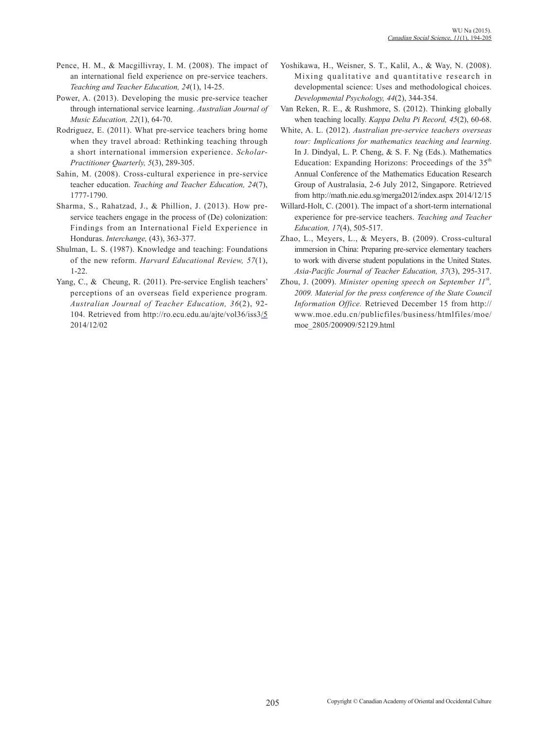Pence, H. M., & Macgillivray, I. M. (2008). The impact of an international field experience on pre-service teachers. *Teaching and Teacher Education, 24*(1), 14-25.

Power, A. (2013). Developing the music pre-service teacher through international service learning. *Australian Journal of Music Education, 22*(1), 64-70.

Rodriguez, E. (2011). What pre-service teachers bring home when they travel abroad: Rethinking teaching through a short international immersion experience. *Scholar-Practitioner Quarterly, 5*(3), 289-305.

Sahin, M. (2008). Cross-cultural experience in pre-service teacher education. *Teaching and Teacher Education, 24*(7), 1777-1790.

Sharma, S., Rahatzad, J., & Phillion, J. (2013). How pre-service teachers engage in the process of (De) colonization: Findings from an International Field Experience in Honduras. *Interchange,* (43), 363-377.

Shulman, L. S. (1987). Knowledge and teaching: Foundations of the new reform. *Harvard Educational Review, 57*(1), 1-22.

Yang, C., & Cheung, R. (2011). Pre-service English teachers' perceptions of an overseas field experience program. *Australian Journal of Teacher Education, 36*(2), 92-104. Retrieved from http://ro.ecu.edu.au/ajte/vol36/iss3/5 2014/12/02

Yoshikawa, H., Weisner, S. T., Kalil, A., & Way, N. (2008). Mixing qualitative and quantitative research in developmental science: Uses and methodological choices. *Developmental Psychology, 44*(2), 344-354.

Van Reken, R. E., & Rushmore, S. (2012). Thinking globally when teaching locally. *Kappa Delta Pi Record, 45*(2), 60-68.

White, A. L. (2012). *Australian pre-service teachers overseas tour: Implications for mathematics teaching and learning*. In J. Dindyal, L. P. Cheng, & S. F. Ng (Eds.). Mathematics Education: Expanding Horizons: Proceedings of the 35th Annual Conference of the Mathematics Education Research Group of Australasia, 2-6 July 2012, Singapore. Retrieved from http://math.nie.edu.sg/merga2012/index.aspx 2014/12/15

Willard-Holt, C. (2001). The impact of a short-term international experience for pre-service teachers. *Teaching and Teacher Education, 17*(4), 505-517.

Zhao, L., Meyers, L., & Meyers, B. (2009). Cross-cultural immersion in China: Preparing pre-service elementary teachers to work with diverse student populations in the United States. *Asia-Pacific Journal of Teacher Education, 37*(3), 295-317.

Zhou, J. (2009). *Minister opening speech on September 11th, 2009. Material for the press conference of the State Council Information Office.* Retrieved December 15 from http://www.moe.edu.cn/publicfiles/business/htmlfiles/moe/moe_2805/200909/52129.html